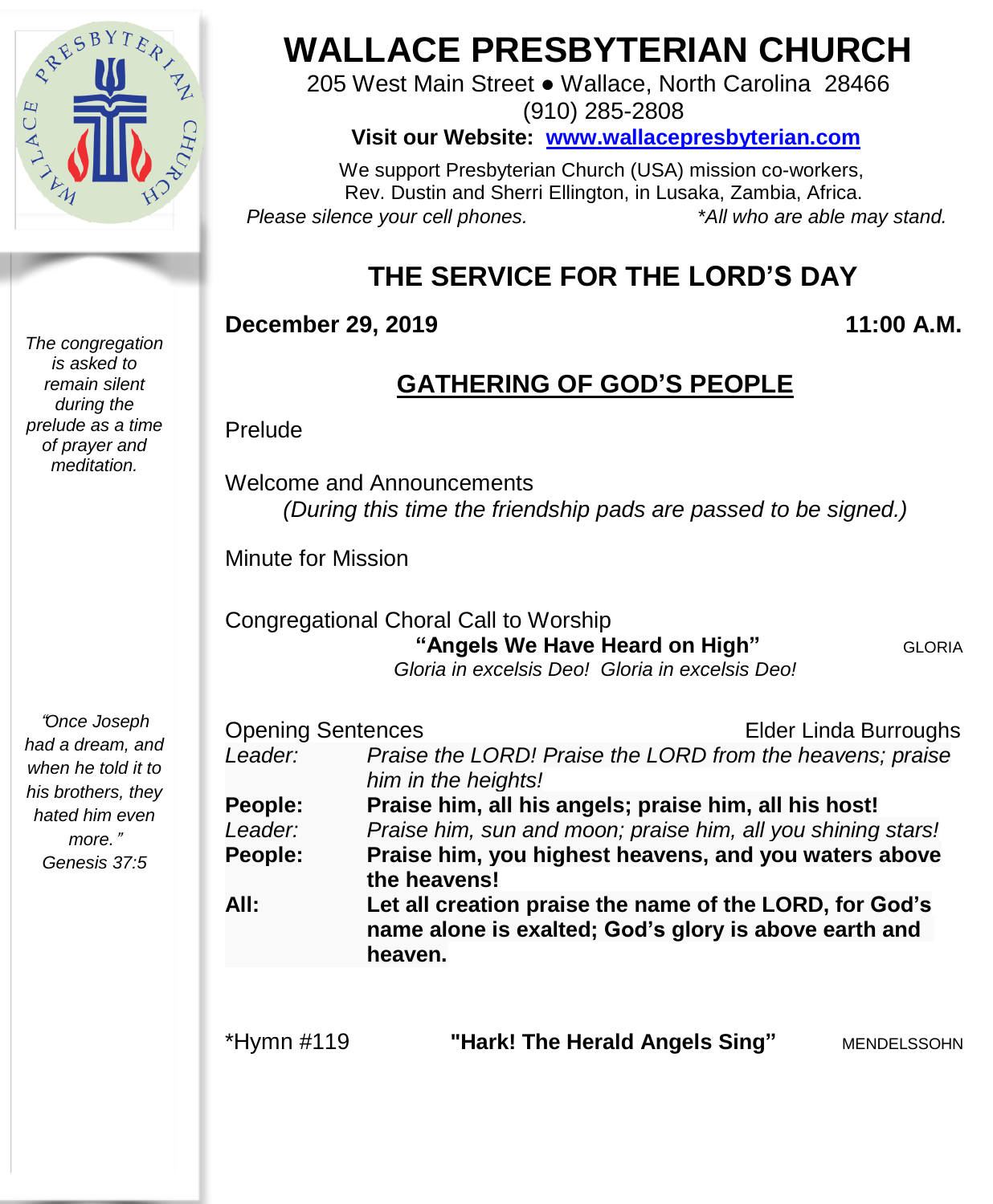# WALLACE PRESBYTERIAN CHURCH

205 West Main Street ● Wallace, North Carolina 28466
(910) 285-2808

**Visit our Website: www.wallacepresbyterian.com**

We support Presbyterian Church (USA) mission co-workers,
Rev. Dustin and Sherri Ellington, in Lusaka, Zambia, Africa.

*Please silence your cell phones.* *\*All who are able may stand.*

*The congregation is asked to remain silent during the prelude as a time of prayer and meditation.*

*"Once Joseph had a dream, and when he told it to his brothers, they hated him even more." Genesis 37:5*

## THE SERVICE FOR THE LORD'S DAY

**December 29, 2019** **11:00 A.M.**

## GATHERING OF GOD'S PEOPLE

Prelude

Welcome and Announcements
*(During this time the friendship pads are passed to be signed.)*

Minute for Mission

Congregational Choral Call to Worship
**"Angels We Have Heard on High"** GLORIA
*Gloria in excelsis Deo! Gloria in excelsis Deo!*

Opening Sentences Elder Linda Burroughs

*Leader:* *Praise the LORD! Praise the LORD from the heavens; praise him in the heights!*
**People:** **Praise him, all his angels; praise him, all his host!**
*Leader:* *Praise him, sun and moon; praise him, all you shining stars!*
**People:** **Praise him, you highest heavens, and you waters above the heavens!**
**All:** **Let all creation praise the name of the LORD, for God's name alone is exalted; God's glory is above earth and heaven.**

\*Hymn #119 **"Hark! The Herald Angels Sing"** MENDELSSOHN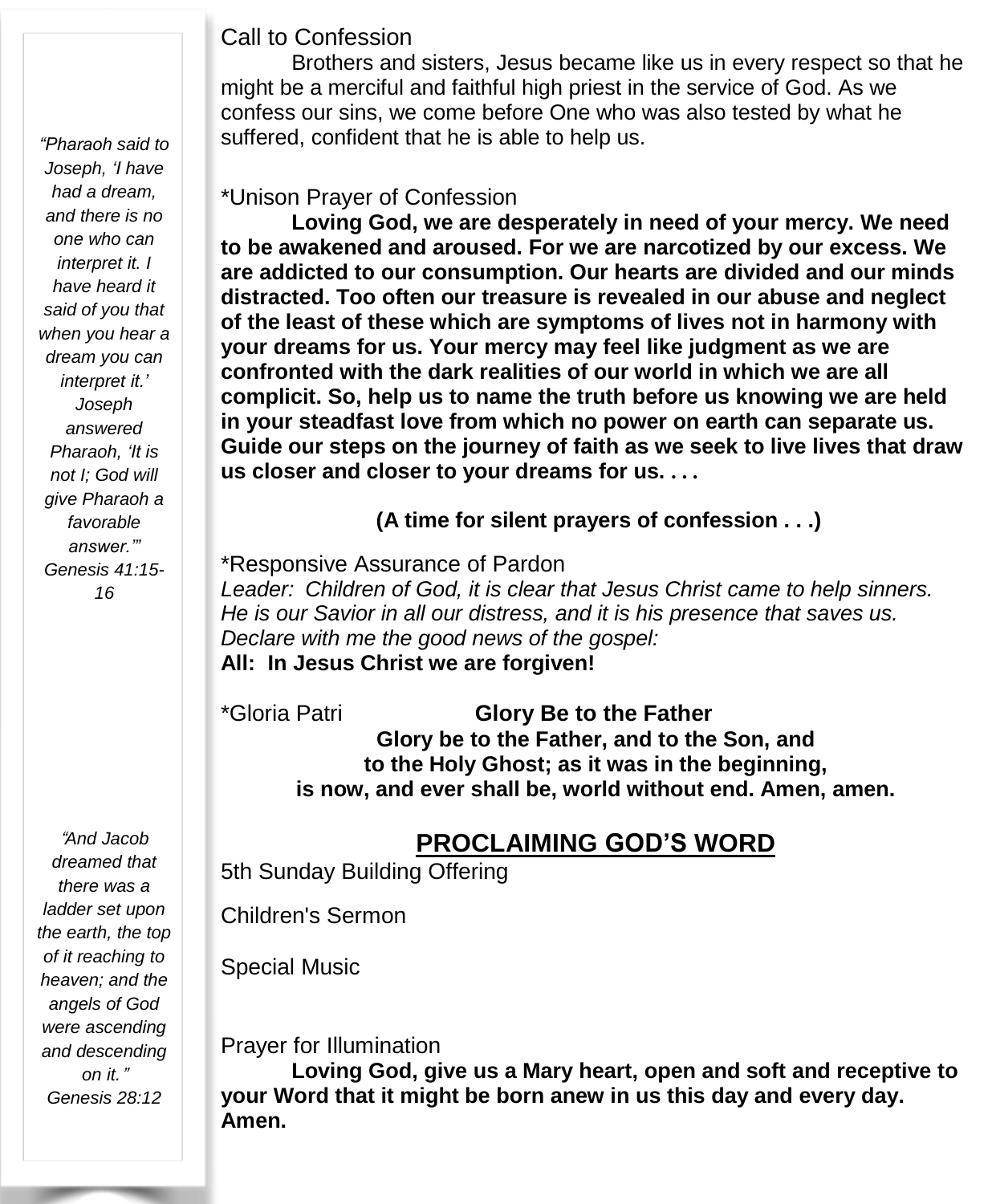*"Pharaoh said to Joseph, 'I have had a dream, and there is no one who can interpret it. I have heard it said of you that when you hear a dream you can interpret it.' Joseph answered Pharaoh, 'It is not I; God will give Pharaoh a favorable answer.'" Genesis 41:15-16*

*"And Jacob dreamed that there was a ladder set upon the earth, the top of it reaching to heaven; and the angels of God were ascending and descending on it." Genesis 28:12*

Call to Confession

Brothers and sisters, Jesus became like us in every respect so that he might be a merciful and faithful high priest in the service of God. As we confess our sins, we come before One who was also tested by what he suffered, confident that he is able to help us.

*Unison Prayer of Confession

**Loving God, we are desperately in need of your mercy. We need to be awakened and aroused. For we are narcotized by our excess. We are addicted to our consumption. Our hearts are divided and our minds distracted. Too often our treasure is revealed in our abuse and neglect of the least of these which are symptoms of lives not in harmony with your dreams for us. Your mercy may feel like judgment as we are confronted with the dark realities of our world in which we are all complicit. So, help us to name the truth before us knowing we are held in your steadfast love from which no power on earth can separate us. Guide our steps on the journey of faith as we seek to live lives that draw us closer and closer to your dreams for us. . . .**

**(A time for silent prayers of confession . . .)**

*Responsive Assurance of Pardon

*Leader: Children of God, it is clear that Jesus Christ came to help sinners. He is our Savior in all our distress, and it is his presence that saves us. Declare with me the good news of the gospel:*

**All: In Jesus Christ we are forgiven!**

*Gloria Patri **Glory Be to the Father**

**Glory be to the Father, and to the Son, and to the Holy Ghost; as it was in the beginning, is now, and ever shall be, world without end. Amen, amen.**

## PROCLAIMING GOD'S WORD

5th Sunday Building Offering

Children's Sermon

Special Music

Prayer for Illumination

**Loving God, give us a Mary heart, open and soft and receptive to your Word that it might be born anew in us this day and every day. Amen.**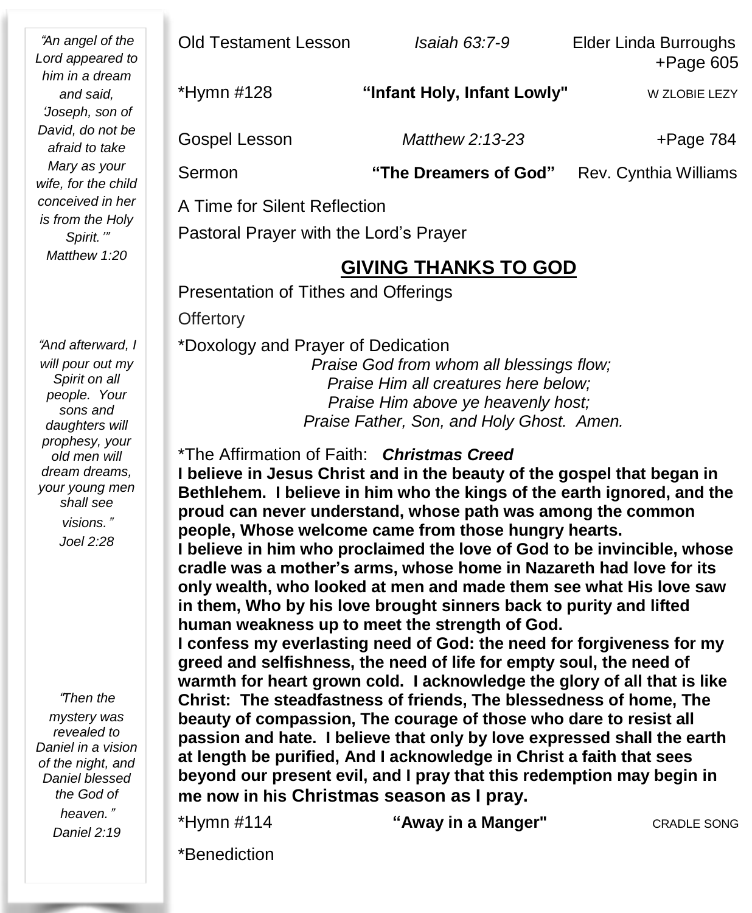*"An angel of the Lord appeared to him in a dream and said, 'Joseph, son of David, do not be afraid to take Mary as your wife, for the child conceived in her is from the Holy Spirit.'"*
*Matthew 1:20*

*"And afterward, I will pour out my Spirit on all people. Your sons and daughters will prophesy, your old men will dream dreams, your young men shall see visions."*
*Joel 2:28*

*"Then the mystery was revealed to Daniel in a vision of the night, and Daniel blessed the God of heaven."*
*Daniel 2:19*

Old Testament Lesson *Isaiah 63:7-9* Elder Linda Burroughs +Page 605

*Hymn #128 **"Infant Holy, Infant Lowly"** W ZLOBIE LEZY

Gospel Lesson *Matthew 2:13-23* +Page 784

Sermon **"The Dreamers of God"** Rev. Cynthia Williams

A Time for Silent Reflection

Pastoral Prayer with the Lord's Prayer

## GIVING THANKS TO GOD

Presentation of Tithes and Offerings

Offertory

*Doxology and Prayer of Dedication

*Praise God from whom all blessings flow;*
*Praise Him all creatures here below;*
*Praise Him above ye heavenly host;*
*Praise Father, Son, and Holy Ghost. Amen.*

*The Affirmation of Faith: ***Christmas Creed***

**I believe in Jesus Christ and in the beauty of the gospel that began in Bethlehem. I believe in him who the kings of the earth ignored, and the proud can never understand, whose path was among the common people, Whose welcome came from those hungry hearts.**
**I believe in him who proclaimed the love of God to be invincible, whose cradle was a mother's arms, whose home in Nazareth had love for its only wealth, who looked at men and made them see what His love saw in them, Who by his love brought sinners back to purity and lifted human weakness up to meet the strength of God.**
**I confess my everlasting need of God: the need for forgiveness for my greed and selfishness, the need of life for empty soul, the need of warmth for heart grown cold. I acknowledge the glory of all that is like Christ: The steadfastness of friends, The blessedness of home, The beauty of compassion, The courage of those who dare to resist all passion and hate. I believe that only by love expressed shall the earth at length be purified, And I acknowledge in Christ a faith that sees beyond our present evil, and I pray that this redemption may begin in me now in his Christmas season as I pray.**

*Hymn #114 **"Away in a Manger"** CRADLE SONG

*Benediction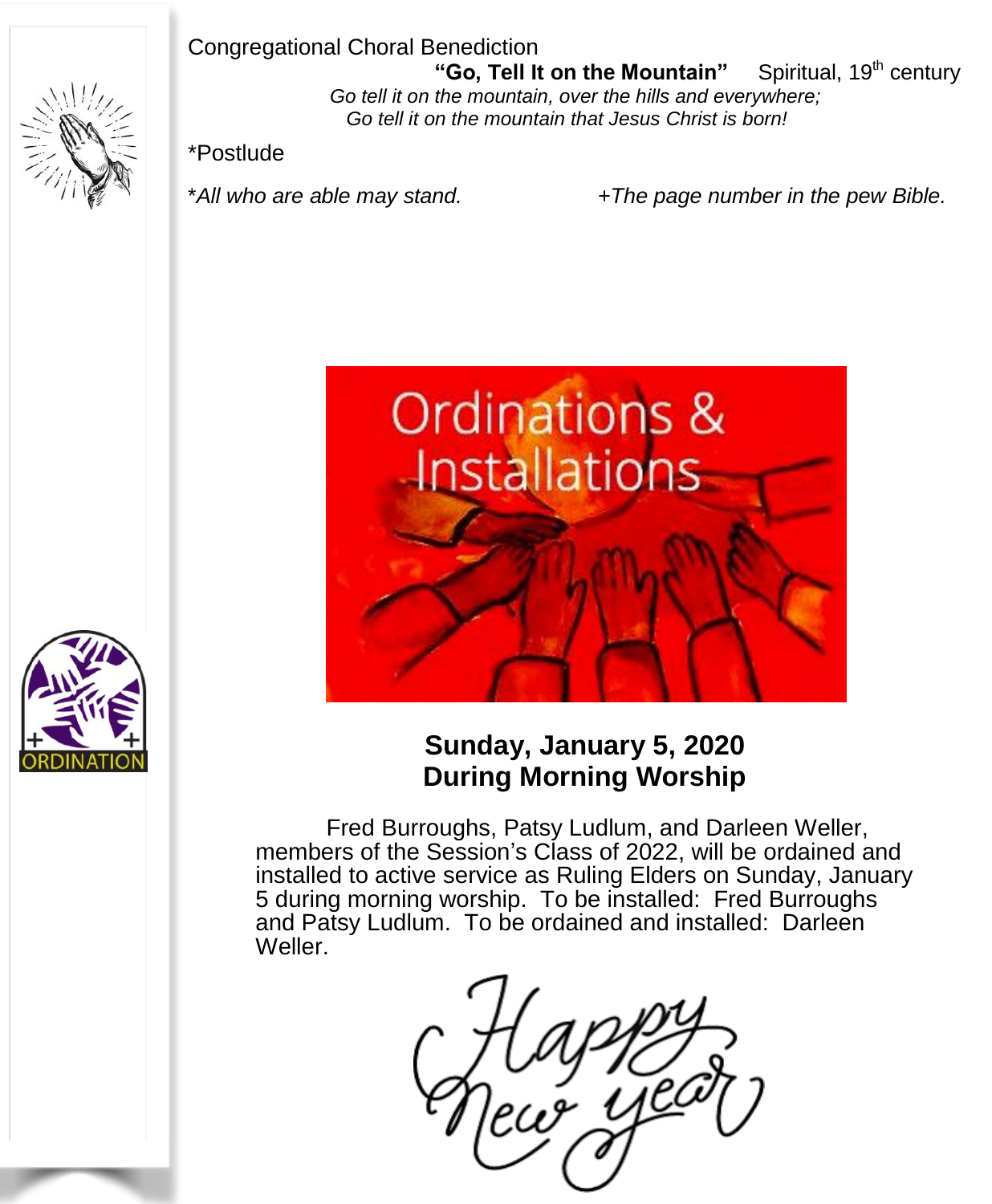Congregational Choral Benediction

**"Go, Tell It on the Mountain"** Spiritual, 19th century

*Go tell it on the mountain, over the hills and everywhere;*
*Go tell it on the mountain that Jesus Christ is born!*

*Postlude

*\*All who are able may stand.* *+The page number in the pew Bible.*

## Ordinations & Installations

**Sunday, January 5, 2020**
**During Morning Worship**

Fred Burroughs, Patsy Ludlum, and Darleen Weller, members of the Session's Class of 2022, will be ordained and installed to active service as Ruling Elders on Sunday, January 5 during morning worship. To be installed: Fred Burroughs and Patsy Ludlum. To be ordained and installed: Darleen Weller.

Happy New Year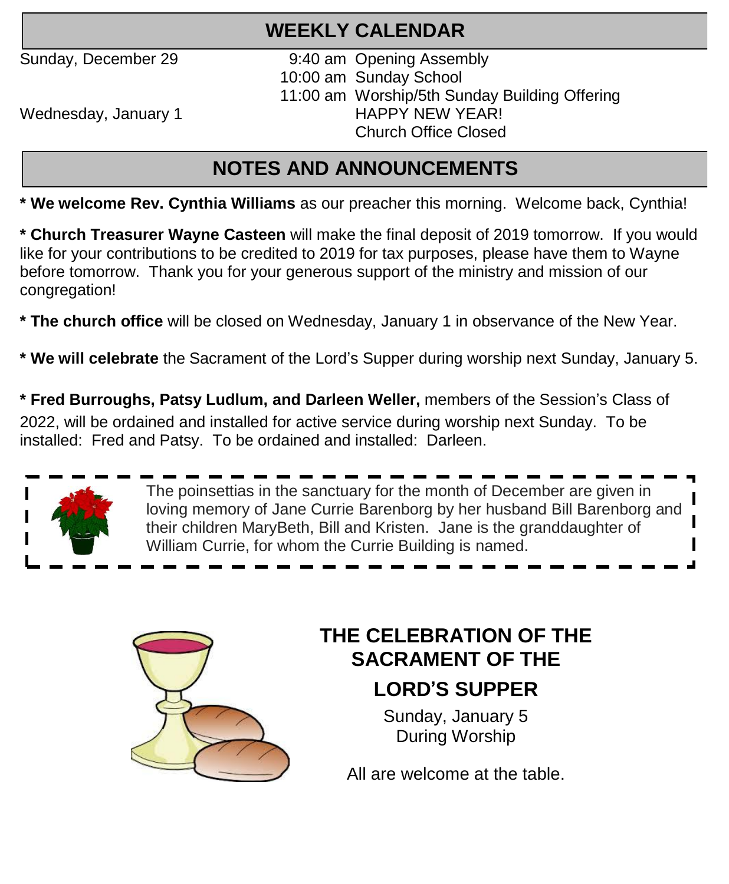## WEEKLY CALENDAR

| | | |
|---|---|---|
| Sunday, December 29 | 9:40 am | Opening Assembly |
| | 10:00 am | Sunday School |
| | 11:00 am | Worship/5th Sunday Building Offering |
| Wednesday, January 1 | | HAPPY NEW YEAR! Church Office Closed |

## NOTES AND ANNOUNCEMENTS

* **We welcome Rev. Cynthia Williams** as our preacher this morning. Welcome back, Cynthia!

* **Church Treasurer Wayne Casteen** will make the final deposit of 2019 tomorrow. If you would like for your contributions to be credited to 2019 for tax purposes, please have them to Wayne before tomorrow. Thank you for your generous support of the ministry and mission of our congregation!

* **The church office** will be closed on Wednesday, January 1 in observance of the New Year.

* **We will celebrate** the Sacrament of the Lord's Supper during worship next Sunday, January 5.

* **Fred Burroughs, Patsy Ludlum, and Darleen Weller,** members of the Session's Class of 2022, will be ordained and installed for active service during worship next Sunday. To be installed: Fred and Patsy. To be ordained and installed: Darleen.

The poinsettias in the sanctuary for the month of December are given in loving memory of Jane Currie Barenborg by her husband Bill Barenborg and their children MaryBeth, Bill and Kristen. Jane is the granddaughter of William Currie, for whom the Currie Building is named.

## THE CELEBRATION OF THE SACRAMENT OF THE LORD'S SUPPER

Sunday, January 5
During Worship

All are welcome at the table.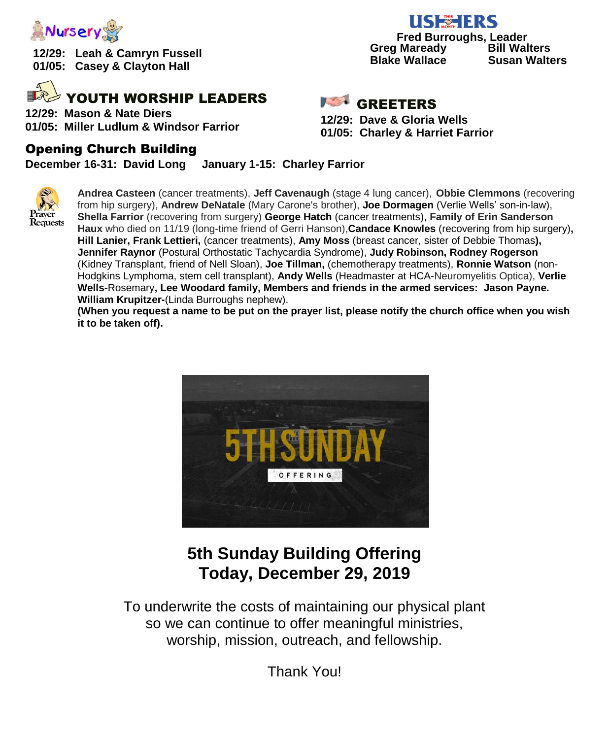## Nursery

**12/29: Leah & Camryn Fussell**
**01/05: Casey & Clayton Hall**

## USHERS

**Fred Burroughs, Leader**
**Greg Maready** **Bill Walters**
**Blake Wallace** **Susan Walters**

## YOUTH WORSHIP LEADERS

**12/29: Mason & Nate Diers**
**01/05: Miller Ludlum & Windsor Farrior**

## GREETERS

**12/29: Dave & Gloria Wells**
**01/05: Charley & Harriet Farrior**

## Opening Church Building

**December 16-31: David Long** **January 1-15: Charley Farrior**

## Prayer Requests

**Andrea Casteen** (cancer treatments), **Jeff Cavenaugh** (stage 4 lung cancer), **Obbie Clemmons** (recovering from hip surgery), **Andrew DeNatale** (Mary Carone's brother), **Joe Dormagen** (Verlie Wells' son-in-law), **Shella Farrior** (recovering from surgery) **George Hatch** (cancer treatments), **Family of Erin Sanderson Haux** who died on 11/19 (long-time friend of Gerri Hanson),**Candace Knowles** (recovering from hip surgery)**, Hill Lanier, Frank Lettieri,** (cancer treatments), **Amy Moss** (breast cancer, sister of Debbie Thomas**), Jennifer Raynor** (Postural Orthostatic Tachycardia Syndrome), **Judy Robinson, Rodney Rogerson** (Kidney Transplant, friend of Nell Sloan), **Joe Tillman,** (chemotherapy treatments), **Ronnie Watson** (non-Hodgkins Lymphoma, stem cell transplant), **Andy Wells** (Headmaster at HCA-Neuromyelitis Optica), **Verlie Wells-**Rosemary**, Lee Woodard family, Members and friends in the armed services: Jason Payne. William Krupitzer-**(Linda Burroughs nephew).

**(When you request a name to be put on the prayer list, please notify the church office when you wish it to be taken off).**

5TH SUNDAY
OFFERING

## 5th Sunday Building Offering
## Today, December 29, 2019

To underwrite the costs of maintaining our physical plant so we can continue to offer meaningful ministries, worship, mission, outreach, and fellowship.

Thank You!